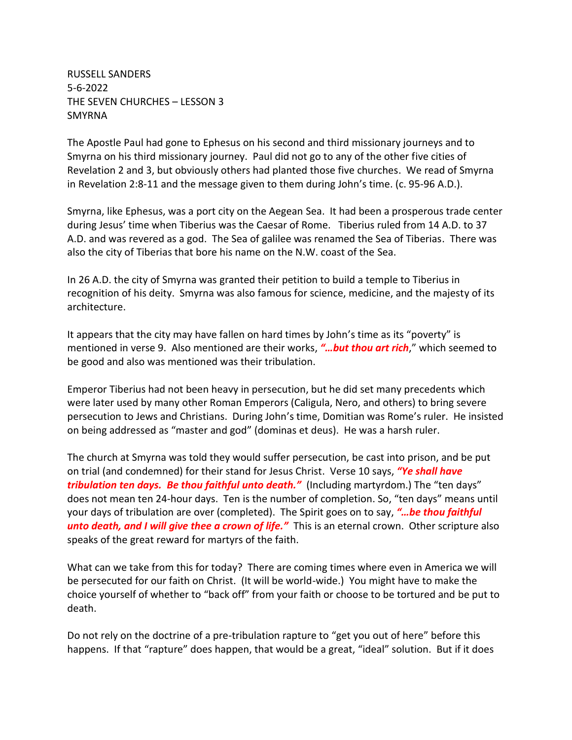RUSSELL SANDERS
5-6-2022
THE SEVEN CHURCHES – LESSON 3
SMYRNA

The Apostle Paul had gone to Ephesus on his second and third missionary journeys and to Smyrna on his third missionary journey. Paul did not go to any of the other five cities of Revelation 2 and 3, but obviously others had planted those five churches. We read of Smyrna in Revelation 2:8-11 and the message given to them during John's time. (c. 95-96 A.D.).

Smyrna, like Ephesus, was a port city on the Aegean Sea. It had been a prosperous trade center during Jesus' time when Tiberius was the Caesar of Rome. Tiberius ruled from 14 A.D. to 37 A.D. and was revered as a god. The Sea of galilee was renamed the Sea of Tiberias. There was also the city of Tiberias that bore his name on the N.W. coast of the Sea.

In 26 A.D. the city of Smyrna was granted their petition to build a temple to Tiberius in recognition of his deity. Smyrna was also famous for science, medicine, and the majesty of its architecture.

It appears that the city may have fallen on hard times by John's time as its "poverty" is mentioned in verse 9. Also mentioned are their works, ***"…but thou art rich***," which seemed to be good and also was mentioned was their tribulation.

Emperor Tiberius had not been heavy in persecution, but he did set many precedents which were later used by many other Roman Emperors (Caligula, Nero, and others) to bring severe persecution to Jews and Christians. During John's time, Domitian was Rome's ruler. He insisted on being addressed as "master and god" (dominas et deus). He was a harsh ruler.

The church at Smyrna was told they would suffer persecution, be cast into prison, and be put on trial (and condemned) for their stand for Jesus Christ. Verse 10 says, ***"Ye shall have tribulation ten days. Be thou faithful unto death."*** (Including martyrdom.) The "ten days" does not mean ten 24-hour days. Ten is the number of completion. So, "ten days" means until your days of tribulation are over (completed). The Spirit goes on to say, ***"…be thou faithful unto death, and I will give thee a crown of life."*** This is an eternal crown. Other scripture also speaks of the great reward for martyrs of the faith.

What can we take from this for today? There are coming times where even in America we will be persecuted for our faith on Christ. (It will be world-wide.) You might have to make the choice yourself of whether to "back off" from your faith or choose to be tortured and be put to death.

Do not rely on the doctrine of a pre-tribulation rapture to "get you out of here" before this happens. If that "rapture" does happen, that would be a great, "ideal" solution. But if it does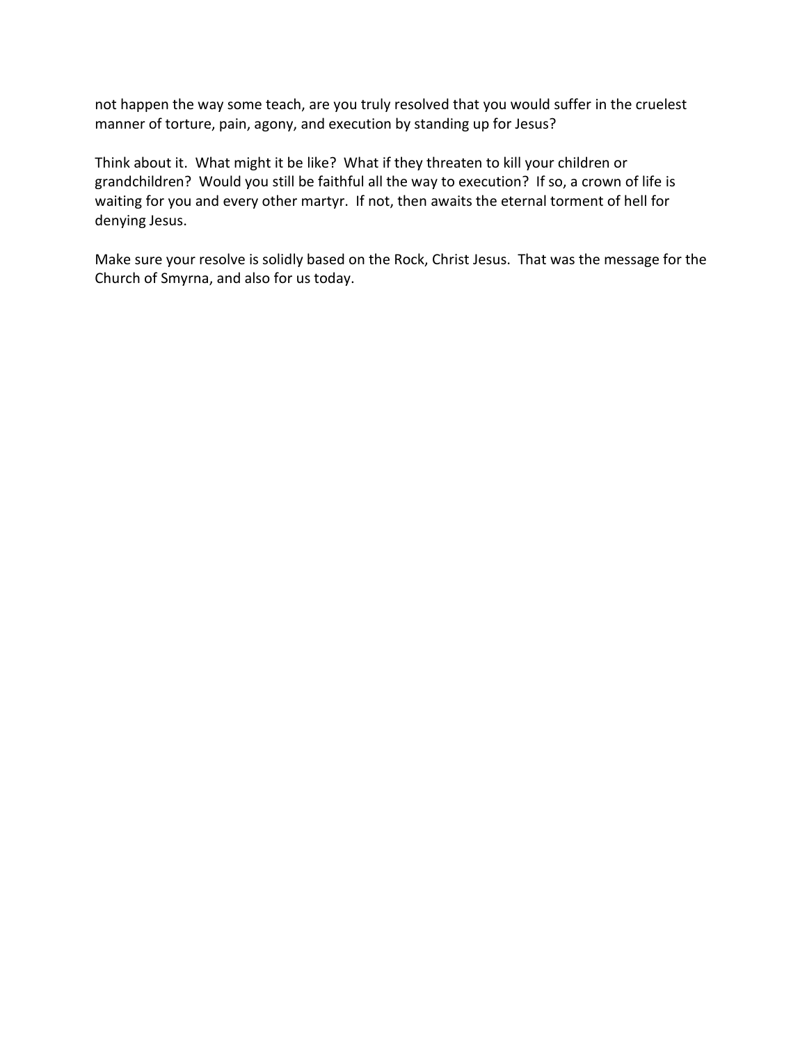not happen the way some teach, are you truly resolved that you would suffer in the cruelest manner of torture, pain, agony, and execution by standing up for Jesus?

Think about it. What might it be like? What if they threaten to kill your children or grandchildren? Would you still be faithful all the way to execution? If so, a crown of life is waiting for you and every other martyr. If not, then awaits the eternal torment of hell for denying Jesus.

Make sure your resolve is solidly based on the Rock, Christ Jesus. That was the message for the Church of Smyrna, and also for us today.